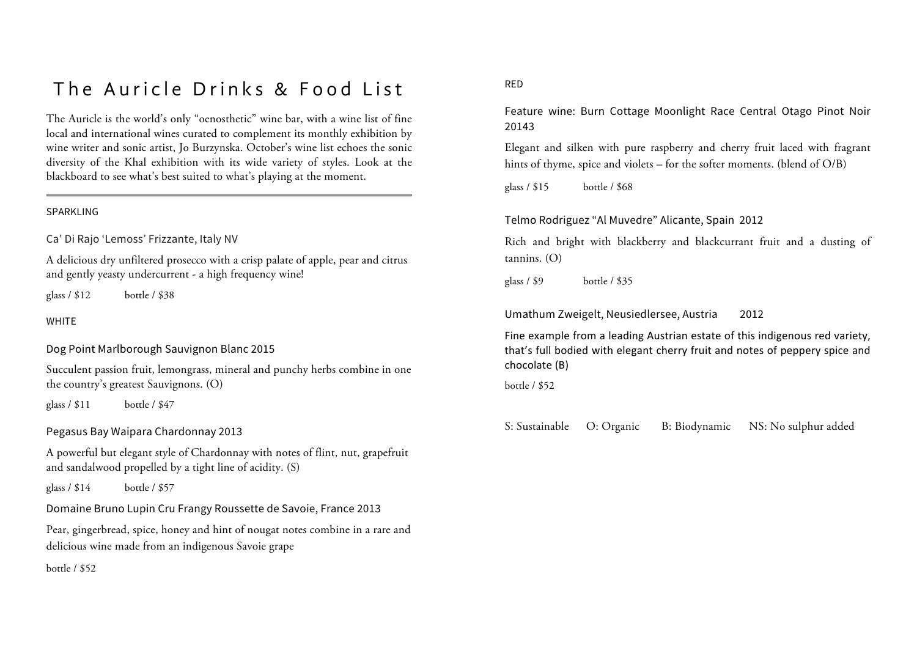# The Auricle Drinks & Food List

The Auricle is the world's only "oenosthetic" wine bar, with a wine list of fine local and international wines curated to complement its monthly exhibition by wine writer and sonic artist, Jo Burzynska. October's wine list echoes the sonic diversity of the Khal exhibition with its wide variety of styles. Look at the blackboard to see what's best suited to what's playing at the moment.

---

## SPARKLING

### Ca' Di Rajo 'Lemoss' Frizzante, Italy NV

A delicious dry unfiltered prosecco with a crisp palate of apple, pear and citrus and gently yeasty undercurrent - a high frequency wine!

glass / $12 bottle / $38

## WHITE

### Dog Point Marlborough Sauvignon Blanc 2015

Succulent passion fruit, lemongrass, mineral and punchy herbs combine in one the country's greatest Sauvignons. (O)

glass / $11 bottle / $47

### Pegasus Bay Waipara Chardonnay 2013

A powerful but elegant style of Chardonnay with notes of flint, nut, grapefruit and sandalwood propelled by a tight line of acidity. (S)

glass / $14 bottle / $57

### Domaine Bruno Lupin Cru Frangy Roussette de Savoie, France 2013

Pear, gingerbread, spice, honey and hint of nougat notes combine in a rare and delicious wine made from an indigenous Savoie grape

bottle / $52

## RED

### Feature wine: Burn Cottage Moonlight Race Central Otago Pinot Noir 20143

Elegant and silken with pure raspberry and cherry fruit laced with fragrant hints of thyme, spice and violets – for the softer moments. (blend of O/B)

glass / $15 bottle / $68

### Telmo Rodriguez "Al Muvedre" Alicante, Spain 2012

Rich and bright with blackberry and blackcurrant fruit and a dusting of tannins. (O)

glass / $9 bottle / $35

### Umathum Zweigelt, Neusiedlersee, Austria 2012

Fine example from a leading Austrian estate of this indigenous red variety, that's full bodied with elegant cherry fruit and notes of peppery spice and chocolate (B)

bottle / $52

S: Sustainable O: Organic B: Biodynamic NS: No sulphur added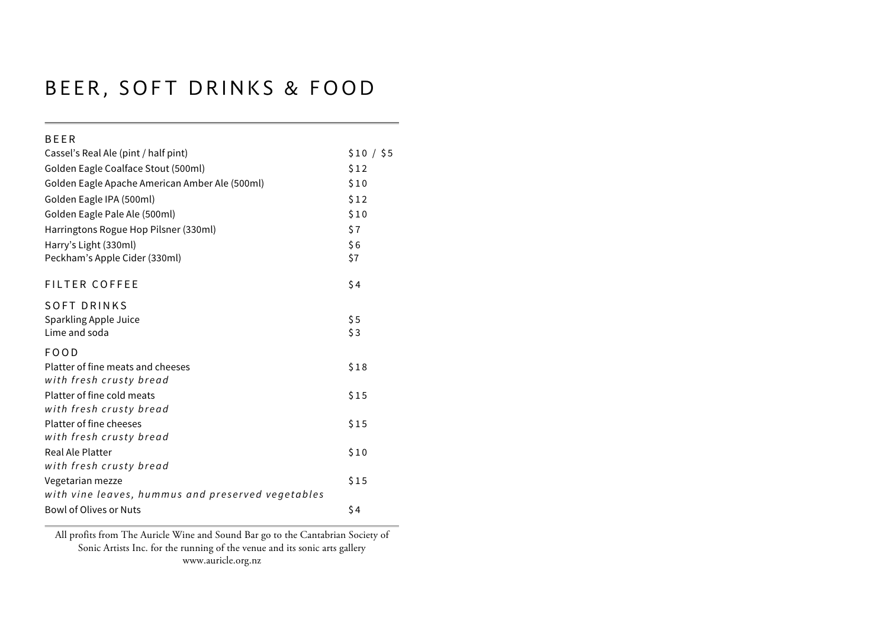# BEER, SOFT DRINKS & FOOD

## BEER

| | |
|---|---|
| Cassel's Real Ale (pint / half pint) | $10 / $5 |
| Golden Eagle Coalface Stout (500ml) | $12 |
| Golden Eagle Apache American Amber Ale (500ml) | $10 |
| Golden Eagle IPA (500ml) | $12 |
| Golden Eagle Pale Ale (500ml) | $10 |
| Harringtons Rogue Hop Pilsner (330ml) | $7 |
| Harry's Light (330ml) | $6 |
| Peckham's Apple Cider (330ml) | $7 |

## FILTER COFFEE — $4

## SOFT DRINKS

| | |
|---|---|
| Sparkling Apple Juice | $5 |
| Lime and soda | $3 |

## FOOD

| | |
|---|---|
| Platter of fine meats and cheeses *with fresh crusty bread* | $18 |
| Platter of fine cold meats *with fresh crusty bread* | $15 |
| Platter of fine cheeses *with fresh crusty bread* | $15 |
| Real Ale Platter *with fresh crusty bread* | $10 |
| Vegetarian mezze *with vine leaves, hummus and preserved vegetables* | $15 |
| Bowl of Olives or Nuts | $4 |

All profits from The Auricle Wine and Sound Bar go to the Cantabrian Society of Sonic Artists Inc. for the running of the venue and its sonic arts gallery
www.auricle.org.nz